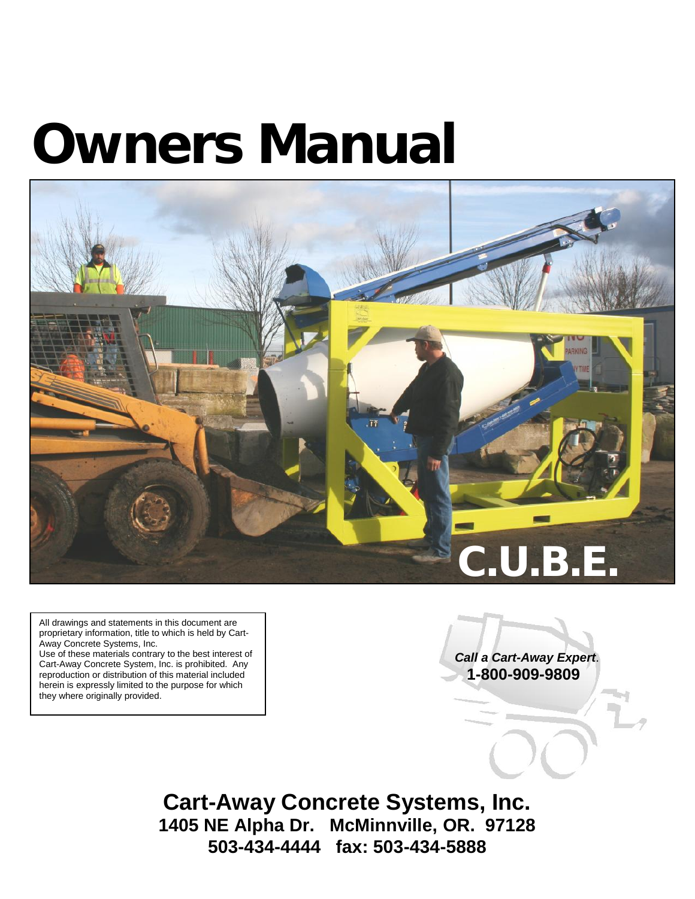# Owners Manual

C.U.B.E.

All drawings and statements in this document are proprietary information, title to which is held by Cart-Away Concrete Systems, Inc.
Use of these materials contrary to the best interest of Cart-Away Concrete System, Inc. is prohibited. Any reproduction or distribution of this material included herein is expressly limited to the purpose for which they where originally provided.

***Call a Cart-Away Expert*.**
**1-800-909-9809**

**Cart-Away Concrete Systems, Inc.**
**1405 NE Alpha Dr. McMinnville, OR. 97128**
**503-434-4444 fax: 503-434-5888**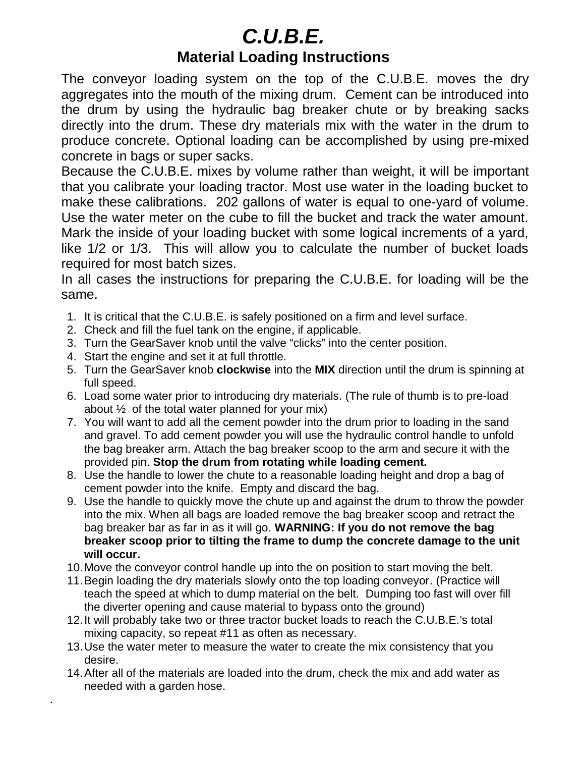# *C.U.B.E.*

## Material Loading Instructions

The conveyor loading system on the top of the C.U.B.E. moves the dry aggregates into the mouth of the mixing drum. Cement can be introduced into the drum by using the hydraulic bag breaker chute or by breaking sacks directly into the drum. These dry materials mix with the water in the drum to produce concrete. Optional loading can be accomplished by using pre-mixed concrete in bags or super sacks.

Because the C.U.B.E. mixes by volume rather than weight, it will be important that you calibrate your loading tractor. Most use water in the loading bucket to make these calibrations. 202 gallons of water is equal to one-yard of volume. Use the water meter on the cube to fill the bucket and track the water amount. Mark the inside of your loading bucket with some logical increments of a yard, like 1/2 or 1/3. This will allow you to calculate the number of bucket loads required for most batch sizes.

In all cases the instructions for preparing the C.U.B.E. for loading will be the same.

1. It is critical that the C.U.B.E. is safely positioned on a firm and level surface.
2. Check and fill the fuel tank on the engine, if applicable.
3. Turn the GearSaver knob until the valve “clicks” into the center position.
4. Start the engine and set it at full throttle.
5. Turn the GearSaver knob **clockwise** into the **MIX** direction until the drum is spinning at full speed.
6. Load some water prior to introducing dry materials. (The rule of thumb is to pre-load about ½ of the total water planned for your mix)
7. You will want to add all the cement powder into the drum prior to loading in the sand and gravel. To add cement powder you will use the hydraulic control handle to unfold the bag breaker arm. Attach the bag breaker scoop to the arm and secure it with the provided pin. **Stop the drum from rotating while loading cement.**
8. Use the handle to lower the chute to a reasonable loading height and drop a bag of cement powder into the knife. Empty and discard the bag.
9. Use the handle to quickly move the chute up and against the drum to throw the powder into the mix. When all bags are loaded remove the bag breaker scoop and retract the bag breaker bar as far in as it will go. **WARNING: If you do not remove the bag breaker scoop prior to tilting the frame to dump the concrete damage to the unit will occur.**
10. Move the conveyor control handle up into the on position to start moving the belt.
11. Begin loading the dry materials slowly onto the top loading conveyor. (Practice will teach the speed at which to dump material on the belt. Dumping too fast will over fill the diverter opening and cause material to bypass onto the ground)
12. It will probably take two or three tractor bucket loads to reach the C.U.B.E.’s total mixing capacity, so repeat #11 as often as necessary.
13. Use the water meter to measure the water to create the mix consistency that you desire.
14. After all of the materials are loaded into the drum, check the mix and add water as needed with a garden hose.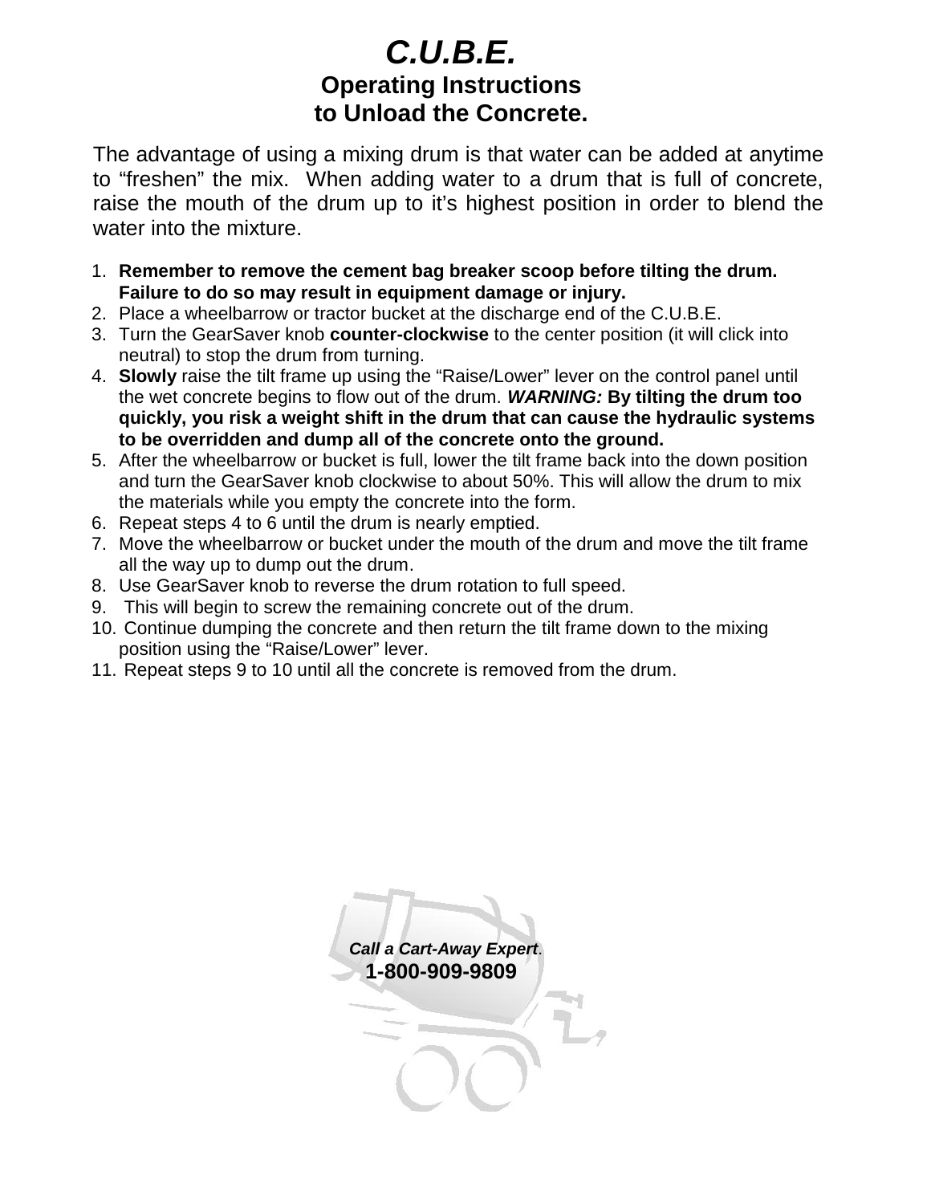# C.U.B.E.

## Operating Instructions to Unload the Concrete.

The advantage of using a mixing drum is that water can be added at anytime to "freshen" the mix. When adding water to a drum that is full of concrete, raise the mouth of the drum up to it's highest position in order to blend the water into the mixture.

1. **Remember to remove the cement bag breaker scoop before tilting the drum. Failure to do so may result in equipment damage or injury.**
2. Place a wheelbarrow or tractor bucket at the discharge end of the C.U.B.E.
3. Turn the GearSaver knob **counter-clockwise** to the center position (it will click into neutral) to stop the drum from turning.
4. **Slowly** raise the tilt frame up using the "Raise/Lower" lever on the control panel until the wet concrete begins to flow out of the drum. ***WARNING:*** **By tilting the drum too quickly, you risk a weight shift in the drum that can cause the hydraulic systems to be overridden and dump all of the concrete onto the ground.**
5. After the wheelbarrow or bucket is full, lower the tilt frame back into the down position and turn the GearSaver knob clockwise to about 50%. This will allow the drum to mix the materials while you empty the concrete into the form.
6. Repeat steps 4 to 6 until the drum is nearly emptied.
7. Move the wheelbarrow or bucket under the mouth of the drum and move the tilt frame all the way up to dump out the drum.
8. Use GearSaver knob to reverse the drum rotation to full speed.
9. This will begin to screw the remaining concrete out of the drum.
10. Continue dumping the concrete and then return the tilt frame down to the mixing position using the "Raise/Lower" lever.
11. Repeat steps 9 to 10 until all the concrete is removed from the drum.

***Call a Cart-Away Expert*.**

**1-800-909-9809**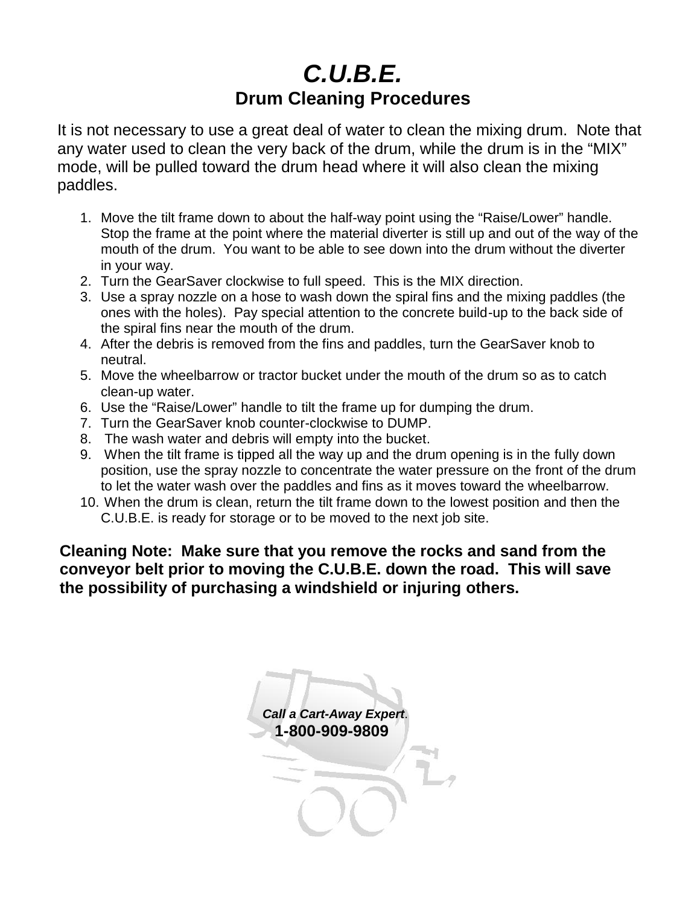# *C.U.B.E.*

## Drum Cleaning Procedures

It is not necessary to use a great deal of water to clean the mixing drum. Note that any water used to clean the very back of the drum, while the drum is in the "MIX" mode, will be pulled toward the drum head where it will also clean the mixing paddles.

1. Move the tilt frame down to about the half-way point using the "Raise/Lower" handle. Stop the frame at the point where the material diverter is still up and out of the way of the mouth of the drum. You want to be able to see down into the drum without the diverter in your way.
2. Turn the GearSaver clockwise to full speed. This is the MIX direction.
3. Use a spray nozzle on a hose to wash down the spiral fins and the mixing paddles (the ones with the holes). Pay special attention to the concrete build-up to the back side of the spiral fins near the mouth of the drum.
4. After the debris is removed from the fins and paddles, turn the GearSaver knob to neutral.
5. Move the wheelbarrow or tractor bucket under the mouth of the drum so as to catch clean-up water.
6. Use the "Raise/Lower" handle to tilt the frame up for dumping the drum.
7. Turn the GearSaver knob counter-clockwise to DUMP.
8. The wash water and debris will empty into the bucket.
9. When the tilt frame is tipped all the way up and the drum opening is in the fully down position, use the spray nozzle to concentrate the water pressure on the front of the drum to let the water wash over the paddles and fins as it moves toward the wheelbarrow.
10. When the drum is clean, return the tilt frame down to the lowest position and then the C.U.B.E. is ready for storage or to be moved to the next job site.

**Cleaning Note: Make sure that you remove the rocks and sand from the conveyor belt prior to moving the C.U.B.E. down the road. This will save the possibility of purchasing a windshield or injuring others.**

***Call a Cart-Away Expert*.**
**1-800-909-9809**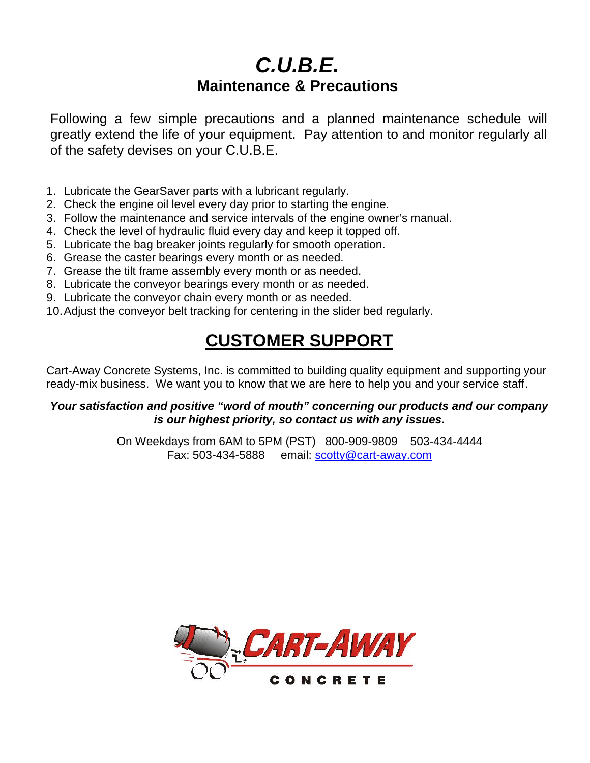# *C.U.B.E.*

## Maintenance & Precautions

Following a few simple precautions and a planned maintenance schedule will greatly extend the life of your equipment. Pay attention to and monitor regularly all of the safety devises on your C.U.B.E.

1. Lubricate the GearSaver parts with a lubricant regularly.
2. Check the engine oil level every day prior to starting the engine.
3. Follow the maintenance and service intervals of the engine owner's manual.
4. Check the level of hydraulic fluid every day and keep it topped off.
5. Lubricate the bag breaker joints regularly for smooth operation.
6. Grease the caster bearings every month or as needed.
7. Grease the tilt frame assembly every month or as needed.
8. Lubricate the conveyor bearings every month or as needed.
9. Lubricate the conveyor chain every month or as needed.
10. Adjust the conveyor belt tracking for centering in the slider bed regularly.

## CUSTOMER SUPPORT

Cart-Away Concrete Systems, Inc. is committed to building quality equipment and supporting your ready-mix business. We want you to know that we are here to help you and your service staff.

***Your satisfaction and positive "word of mouth" concerning our products and our company is our highest priority, so contact us with any issues.***

On Weekdays from 6AM to 5PM (PST) 800-909-9809 503-434-4444
Fax: 503-434-5888 email: scotty@cart-away.com

CART-AWAY CONCRETE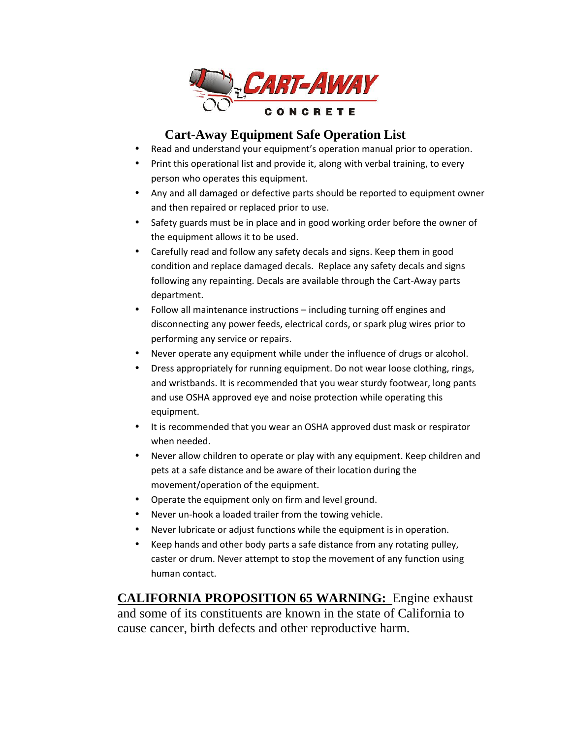# Cart-Away Equipment Safe Operation List

- Read and understand your equipment's operation manual prior to operation.
- Print this operational list and provide it, along with verbal training, to every person who operates this equipment.
- Any and all damaged or defective parts should be reported to equipment owner and then repaired or replaced prior to use.
- Safety guards must be in place and in good working order before the owner of the equipment allows it to be used.
- Carefully read and follow any safety decals and signs. Keep them in good condition and replace damaged decals. Replace any safety decals and signs following any repainting. Decals are available through the Cart-Away parts department.
- Follow all maintenance instructions – including turning off engines and disconnecting any power feeds, electrical cords, or spark plug wires prior to performing any service or repairs.
- Never operate any equipment while under the influence of drugs or alcohol.
- Dress appropriately for running equipment. Do not wear loose clothing, rings, and wristbands. It is recommended that you wear sturdy footwear, long pants and use OSHA approved eye and noise protection while operating this equipment.
- It is recommended that you wear an OSHA approved dust mask or respirator when needed.
- Never allow children to operate or play with any equipment. Keep children and pets at a safe distance and be aware of their location during the movement/operation of the equipment.
- Operate the equipment only on firm and level ground.
- Never un-hook a loaded trailer from the towing vehicle.
- Never lubricate or adjust functions while the equipment is in operation.
- Keep hands and other body parts a safe distance from any rotating pulley, caster or drum. Never attempt to stop the movement of any function using human contact.

**CALIFORNIA PROPOSITION 65 WARNING:** Engine exhaust and some of its constituents are known in the state of California to cause cancer, birth defects and other reproductive harm.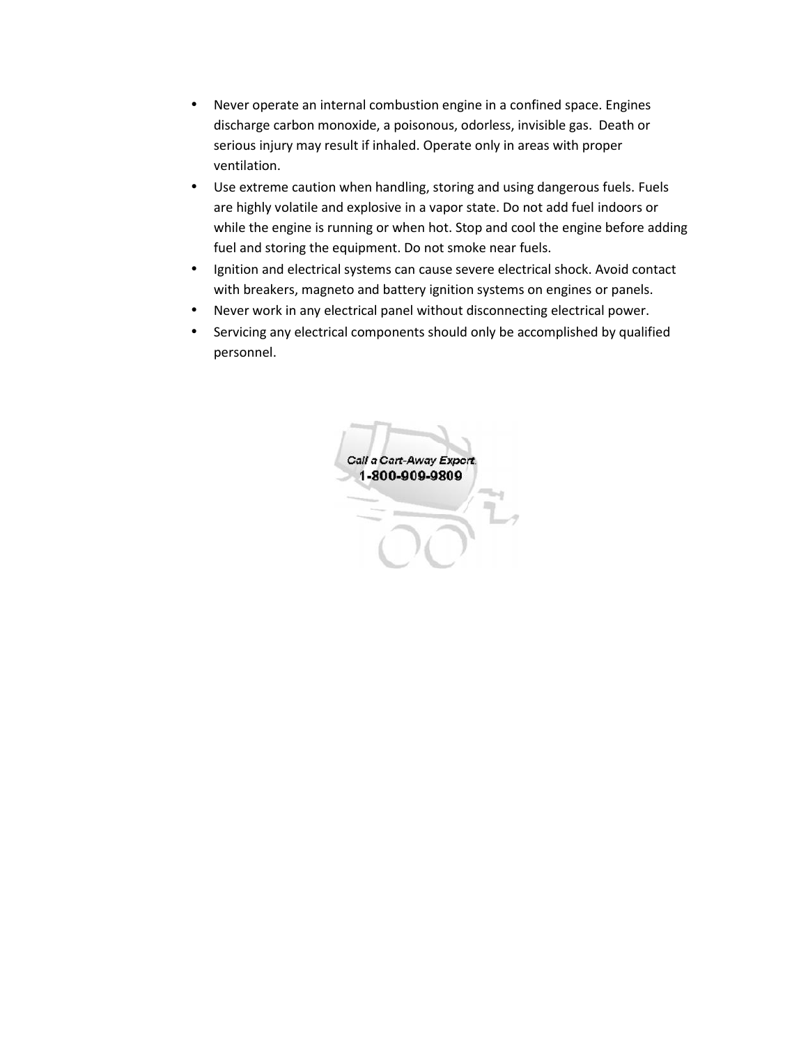- Never operate an internal combustion engine in a confined space. Engines discharge carbon monoxide, a poisonous, odorless, invisible gas. Death or serious injury may result if inhaled. Operate only in areas with proper ventilation.
- Use extreme caution when handling, storing and using dangerous fuels. Fuels are highly volatile and explosive in a vapor state. Do not add fuel indoors or while the engine is running or when hot. Stop and cool the engine before adding fuel and storing the equipment. Do not smoke near fuels.
- Ignition and electrical systems can cause severe electrical shock. Avoid contact with breakers, magneto and battery ignition systems on engines or panels.
- Never work in any electrical panel without disconnecting electrical power.
- Servicing any electrical components should only be accomplished by qualified personnel.

Call a Cart-Away Expert
1-800-909-9809